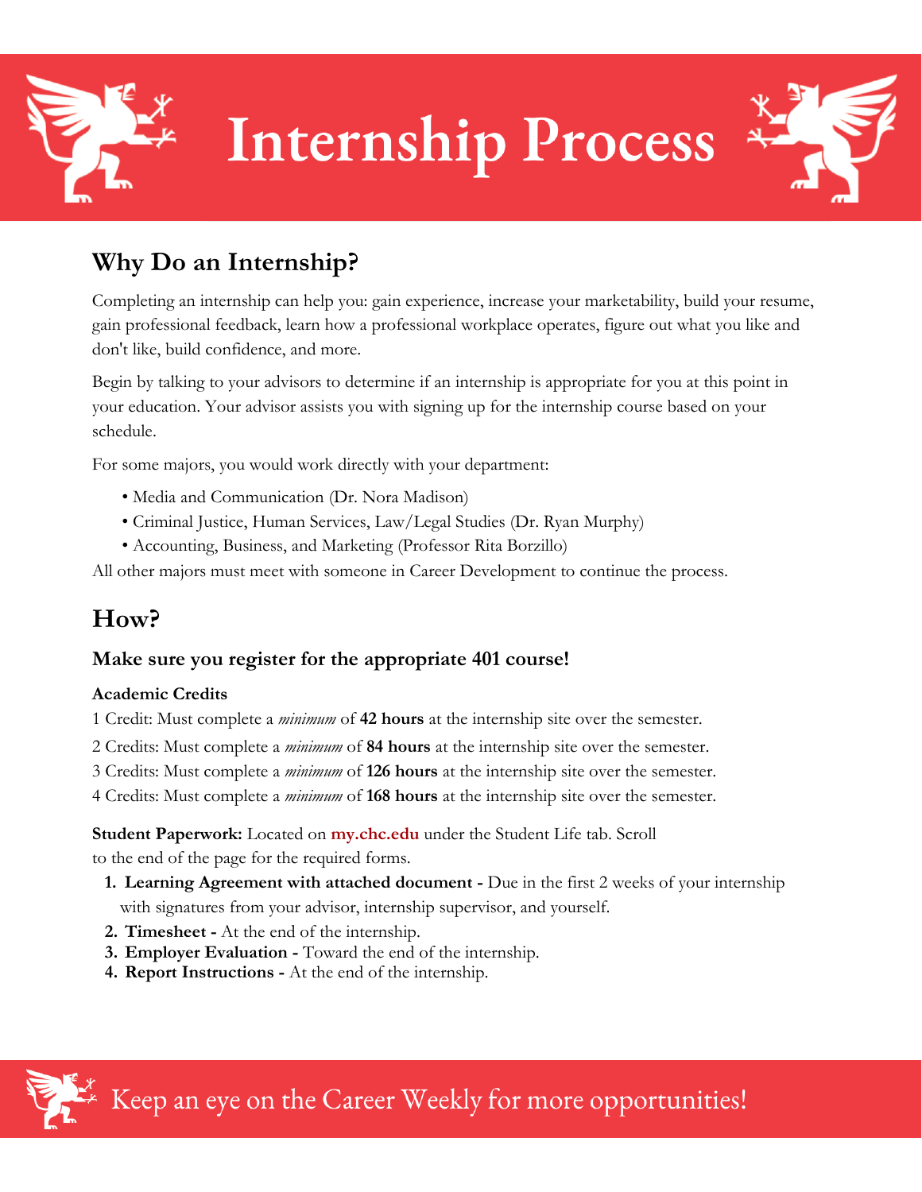# Internship Process

## Why Do an Internship?

Completing an internship can help you: gain experience, increase your marketability, build your resume, gain professional feedback, learn how a professional workplace operates, figure out what you like and don't like, build confidence, and more.

Begin by talking to your advisors to determine if an internship is appropriate for you at this point in your education. Your advisor assists you with signing up for the internship course based on your schedule.

For some majors, you would work directly with your department:

- Media and Communication (Dr. Nora Madison)
- Criminal Justice, Human Services, Law/Legal Studies (Dr. Ryan Murphy)
- Accounting, Business, and Marketing (Professor Rita Borzillo)

All other majors must meet with someone in Career Development to continue the process.

## How?

### Make sure you register for the appropriate 401 course!

**Academic Credits**

1 Credit: Must complete a *minimum* of **42 hours** at the internship site over the semester.

2 Credits: Must complete a *minimum* of **84 hours** at the internship site over the semester.

3 Credits: Must complete a *minimum* of **126 hours** at the internship site over the semester.

4 Credits: Must complete a *minimum* of **168 hours** at the internship site over the semester.

**Student Paperwork:** Located on **my.chc.edu** under the Student Life tab. Scroll to the end of the page for the required forms.

1. **Learning Agreement with attached document -** Due in the first 2 weeks of your internship with signatures from your advisor, internship supervisor, and yourself.
2. **Timesheet -** At the end of the internship.
3. **Employer Evaluation -** Toward the end of the internship.
4. **Report Instructions -** At the end of the internship.

Keep an eye on the Career Weekly for more opportunities!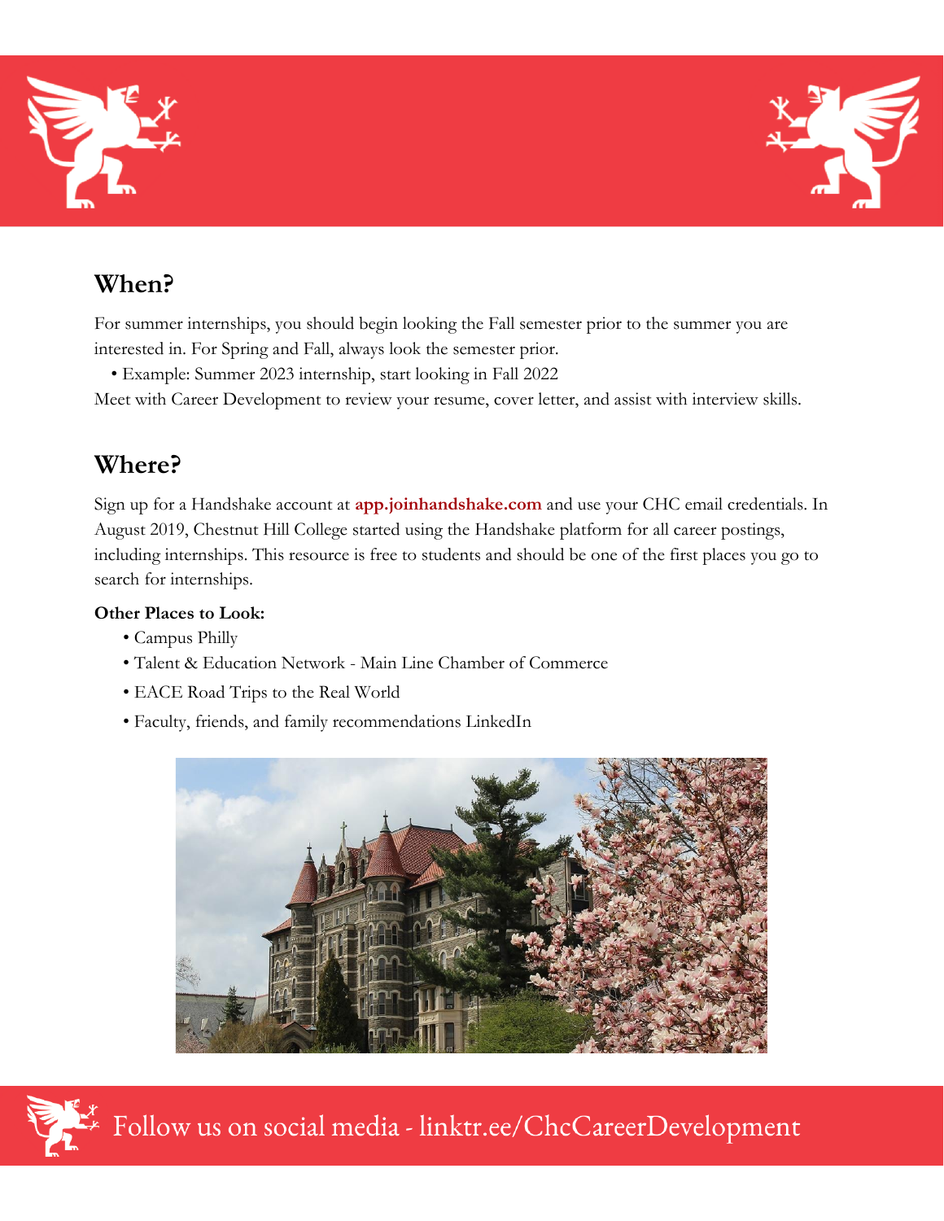## When?

For summer internships, you should begin looking the Fall semester prior to the summer you are interested in. For Spring and Fall, always look the semester prior.

- Example: Summer 2023 internship, start looking in Fall 2022

Meet with Career Development to review your resume, cover letter, and assist with interview skills.

## Where?

Sign up for a Handshake account at **app.joinhandshake.com** and use your CHC email credentials. In August 2019, Chestnut Hill College started using the Handshake platform for all career postings, including internships. This resource is free to students and should be one of the first places you go to search for internships.

**Other Places to Look:**

- Campus Philly
- Talent & Education Network - Main Line Chamber of Commerce
- EACE Road Trips to the Real World
- Faculty, friends, and family recommendations LinkedIn

Follow us on social media - linktr.ee/ChcCareerDevelopment